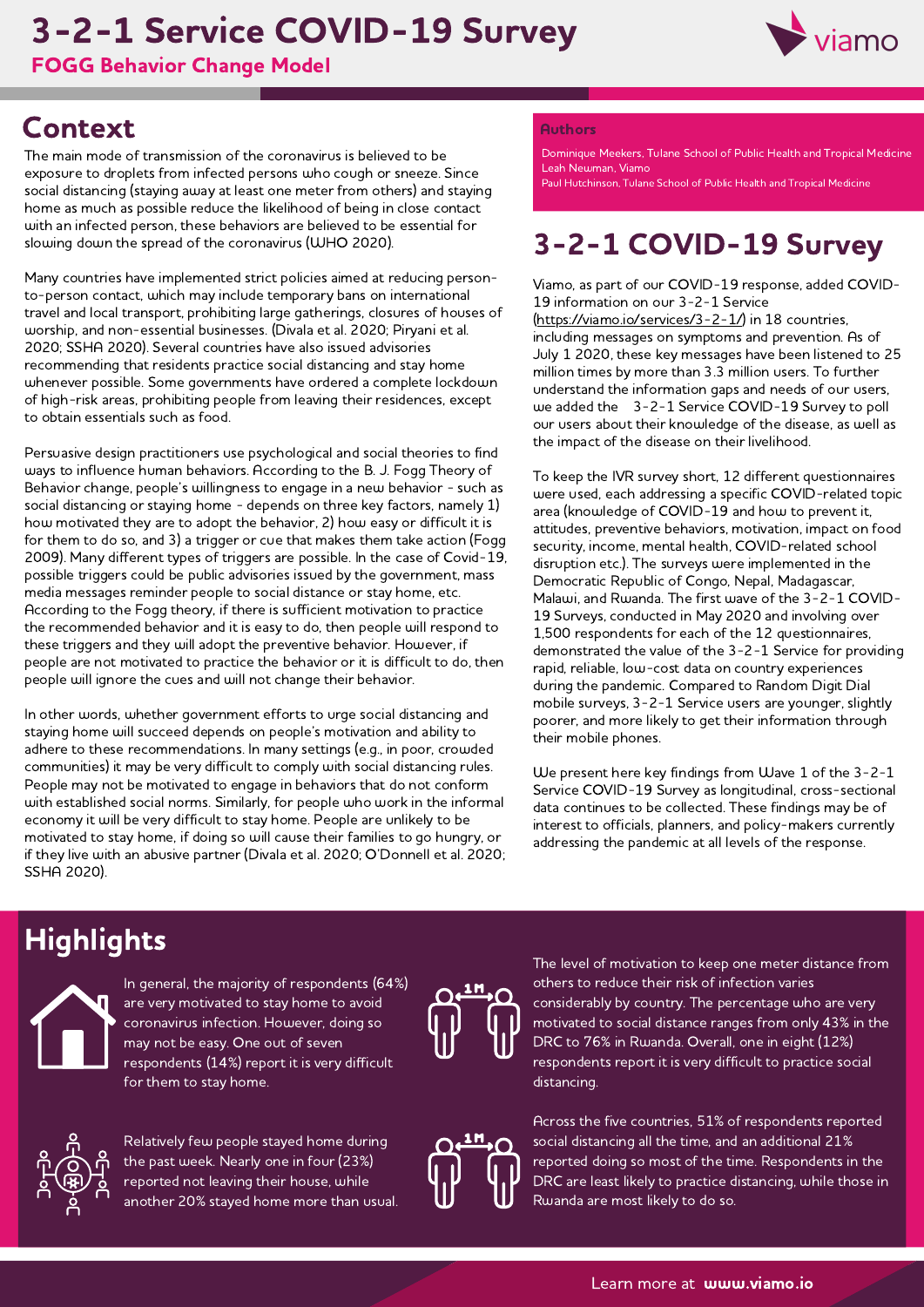# 3-2-1 Service COVID-19 Survey

## FOGG Behavior Change Model

## Context

The main mode of transmission of the coronavirus is believed to be exposure to droplets from infected persons who cough or sneeze. Since social distancing (staying away at least one meter from others) and staying home as much as possible reduce the likelihood of being in close contact with an infected person, these behaviors are believed to be essential for slowing down the spread of the coronavirus (WHO 2020).

Many countries have implemented strict policies aimed at reducing person-to-person contact, which may include temporary bans on international travel and local transport, prohibiting large gatherings, closures of houses of worship, and non-essential businesses. (Divala et al. 2020; Piryani et al. 2020; SSHA 2020). Several countries have also issued advisories recommending that residents practice social distancing and stay home whenever possible. Some governments have ordered a complete lockdown of high-risk areas, prohibiting people from leaving their residences, except to obtain essentials such as food.

Persuasive design practitioners use psychological and social theories to find ways to influence human behaviors. According to the B. J. Fogg Theory of Behavior change, people's willingness to engage in a new behavior - such as social distancing or staying home - depends on three key factors, namely 1) how motivated they are to adopt the behavior, 2) how easy or difficult it is for them to do so, and 3) a trigger or cue that makes them take action (Fogg 2009). Many different types of triggers are possible. In the case of Covid-19, possible triggers could be public advisories issued by the government, mass media messages reminder people to social distance or stay home, etc. According to the Fogg theory, if there is sufficient motivation to practice the recommended behavior and it is easy to do, then people will respond to these triggers and they will adopt the preventive behavior. However, if people are not motivated to practice the behavior or it is difficult to do, then people will ignore the cues and will not change their behavior.

In other words, whether government efforts to urge social distancing and staying home will succeed depends on people's motivation and ability to adhere to these recommendations. In many settings (e.g., in poor, crowded communities) it may be very difficult to comply with social distancing rules. People may not be motivated to engage in behaviors that do not conform with established social norms. Similarly, for people who work in the informal economy it will be very difficult to stay home. People are unlikely to be motivated to stay home, if doing so will cause their families to go hungry, or if they live with an abusive partner (Divala et al. 2020; O'Donnell et al. 2020; SSHA 2020).

### Authors

Dominique Meekers, Tulane School of Public Health and Tropical Medicine
Leah Newman, Viamo
Paul Hutchinson, Tulane School of Public Health and Tropical Medicine

## 3-2-1 COVID-19 Survey

Viamo, as part of our COVID-19 response, added COVID-19 information on our 3-2-1 Service (https://viamo.io/services/3-2-1/) in 18 countries, including messages on symptoms and prevention. As of July 1 2020, these key messages have been listened to 25 million times by more than 3.3 million users. To further understand the information gaps and needs of our users, we added the 3-2-1 Service COVID-19 Survey to poll our users about their knowledge of the disease, as well as the impact of the disease on their livelihood.

To keep the IVR survey short, 12 different questionnaires were used, each addressing a specific COVID-related topic area (knowledge of COVID-19 and how to prevent it, attitudes, preventive behaviors, motivation, impact on food security, income, mental health, COVID-related school disruption etc.). The surveys were implemented in the Democratic Republic of Congo, Nepal, Madagascar, Malawi, and Rwanda. The first wave of the 3-2-1 COVID-19 Surveys, conducted in May 2020 and involving over 1,500 respondents for each of the 12 questionnaires, demonstrated the value of the 3-2-1 Service for providing rapid, reliable, low-cost data on country experiences during the pandemic. Compared to Random Digit Dial mobile surveys, 3-2-1 Service users are younger, slightly poorer, and more likely to get their information through their mobile phones.

We present here key findings from Wave 1 of the 3-2-1 Service COVID-19 Survey as longitudinal, cross-sectional data continues to be collected. These findings may be of interest to officials, planners, and policy-makers currently addressing the pandemic at all levels of the response.

## Highlights

In general, the majority of respondents (64%) are very motivated to stay home to avoid coronavirus infection. However, doing so may not be easy. One out of seven respondents (14%) report it is very difficult for them to stay home.

Relatively few people stayed home during the past week. Nearly one in four (23%) reported not leaving their house, while another 20% stayed home more than usual.

The level of motivation to keep one meter distance from others to reduce their risk of infection varies considerably by country. The percentage who are very motivated to social distance ranges from only 43% in the DRC to 76% in Rwanda. Overall, one in eight (12%) respondents report it is very difficult to practice social distancing.

Across the five countries, 51% of respondents reported social distancing all the time, and an additional 21% reported doing so most of the time. Respondents in the DRC are least likely to practice distancing, while those in Rwanda are most likely to do so.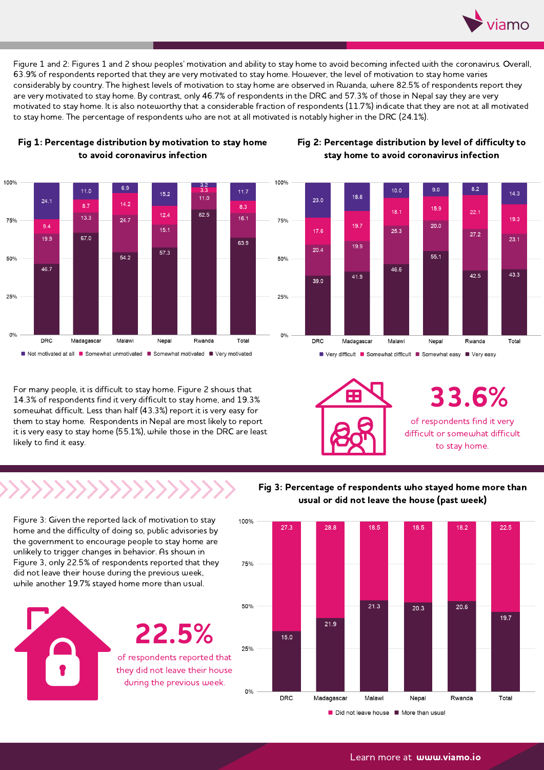Figure 1 and 2: Figures 1 and 2 show peoples' motivation and ability to stay home to avoid becoming infected with the coronavirus. Overall, 63.9% of respondents reported that they are very motivated to stay home. However, the level of motivation to stay home varies considerably by country. The highest levels of motivation to stay home are observed in Rwanda, where 82.5% of respondents report they are very motivated to stay home. By contrast, only 46.7% of respondents in the DRC and 57.3% of those in Nepal say they are very motivated to stay home. It is also noteworthy that a considerable fraction of respondents (11.7%) indicate that they are not at all motivated to stay home. The percentage of respondents who are not at all motivated is notably higher in the DRC (24.1%).

**Fig 1: Percentage distribution by motivation to stay home to avoid coronavirus infection**

| | Not motivated at all | Somewhat unmotivated | Somewhat motivated | Very motivated |
|---|---|---|---|---|
| DRC | 24.1 | 9.4 | 19.9 | 46.7 |
| Madagascar | 11.0 | 8.7 | 13.3 | 67.0 |
| Malawi | 6.9 | 14.2 | 24.7 | 54.2 |
| Nepal | 15.2 | 12.4 | 15.1 | 57.3 |
| Rwanda | 3.2 | 3.3 | 11.0 | 82.5 |
| Total | 11.7 | 8.3 | 16.1 | 63.9 |

**Fig 2: Percentage distribution by level of difficulty to stay home to avoid coronavirus infection**

| | Very difficult | Somewhat difficult | Somewhat easy | Very easy |
|---|---|---|---|---|
| DRC | 23.0 | 17.6 | 20.4 | 39.0 |
| Madagascar | 18.6 | 19.7 | 19.9 | 41.9 |
| Malawi | 10.0 | 18.1 | 25.3 | 46.6 |
| Nepal | 9.0 | 15.9 | 20.0 | 55.1 |
| Rwanda | 8.2 | 22.1 | 27.2 | 42.5 |
| Total | 14.3 | 19.3 | 23.1 | 43.3 |

For many people, it is difficult to stay home. Figure 2 shows that 14.3% of respondents find it very difficult to stay home, and 19.3% somewhat difficult. Less than half (43.3%) report it is very easy for them to stay home. Respondents in Nepal are most likely to report it is very easy to stay home (55.1%), while those in the DRC are least likely to find it easy.

**33.6%**

of respondents find it very difficult or somewhat difficult to stay home.

**Fig 3: Percentage of respondents who stayed home more than usual or did not leave the house (past week)**

| | Did not leave house | More than usual |
|---|---|---|
| DRC | 27.3 | 15.0 |
| Madagascar | 28.8 | 21.9 |
| Malawi | 18.5 | 21.3 |
| Nepal | 18.5 | 20.3 |
| Rwanda | 18.2 | 20.6 |
| Total | 22.5 | 19.7 |

Figure 3: Given the reported lack of motivation to stay home and the difficulty of doing so, public advisories by the government to encourage people to stay home are unlikely to trigger changes in behavior. As shown in Figure 3, only 22.5% of respondents reported that they did not leave their house during the previous week, while another 19.7% stayed home more than usual.

**22.5%**

of respondents reported that they did not leave their house during the previous week.

Learn more at **www.viamo.io**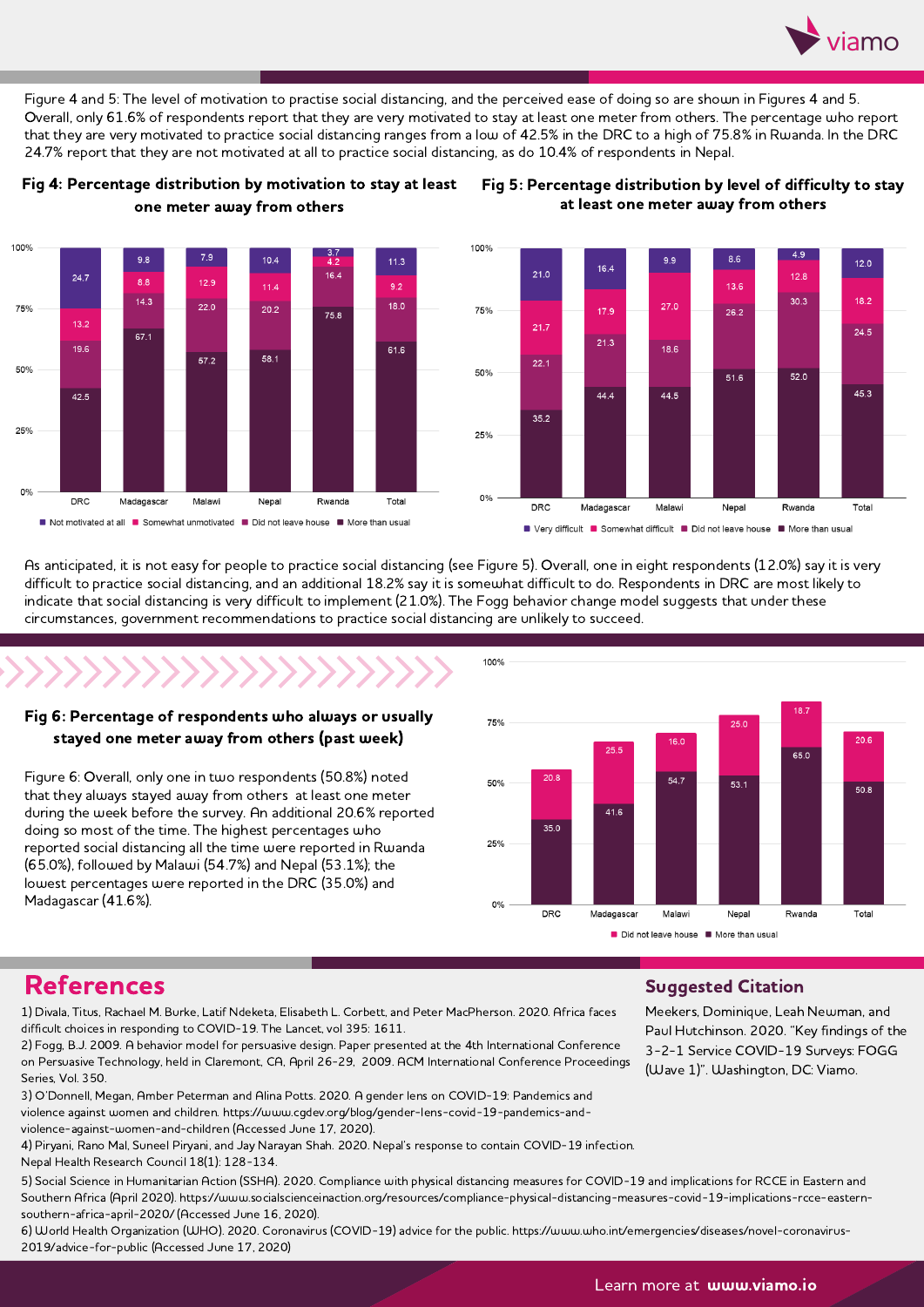Figure 4 and 5: The level of motivation to practise social distancing, and the perceived ease of doing so are shown in Figures 4 and 5. Overall, only 61.6% of respondents report that they are very motivated to stay at least one meter from others. The percentage who report that they are very motivated to practice social distancing ranges from a low of 42.5% in the DRC to a high of 75.8% in Rwanda. In the DRC 24.7% report that they are not motivated at all to practice social distancing, as do 10.4% of respondents in Nepal.

**Fig 4: Percentage distribution by motivation to stay at least one meter away from others**

100%
75%
50%
25%
0%

DRC: 42.5, 19.6, 13.2, 24.7
Madagascar: 67.1, 14.3, 8.8, 9.8
Malawi: 57.2, 22.0, 12.9, 7.9
Nepal: 58.1, 20.2, 11.4, 10.4
Rwanda: 75.8, 16.4, 4.2, 3.7
Total: 61.6, 18.0, 9.2, 11.3

Not motivated at all | Somewhat unmotivated | Did not leave house | More than usual

**Fig 5: Percentage distribution by level of difficulty to stay at least one meter away from others**

100%
75%
50%
25%
0%

DRC: 35.2, 22.1, 21.7, 21.0
Madagascar: 44.4, 21.3, 17.9, 16.4
Malawi: 44.5, 18.6, 27.0, 9.9
Nepal: 51.6, 26.2, 13.6, 8.6
Rwanda: 52.0, 30.3, 12.8, 4.9
Total: 45.3, 24.5, 18.2, 12.0

Very difficult | Somewhat difficult | Did not leave house | More than usual

As anticipated, it is not easy for people to practice social distancing (see Figure 5). Overall, one in eight respondents (12.0%) say it is very difficult to practice social distancing, and an additional 18.2% say it is somewhat difficult to do. Respondents in DRC are most likely to indicate that social distancing is very difficult to implement (21.0%). The Fogg behavior change model suggests that under these circumstances, government recommendations to practice social distancing are unlikely to succeed.

**Fig 6: Percentage of respondents who always or usually stayed one meter away from others (past week)**

Figure 6: Overall, only one in two respondents (50.8%) noted that they always stayed away from others at least one meter during the week before the survey. An additional 20.6% reported doing so most of the time. The highest percentages who reported social distancing all the time were reported in Rwanda (65.0%), followed by Malawi (54.7%) and Nepal (53.1%); the lowest percentages were reported in the DRC (35.0%) and Madagascar (41.6%).

100%
75%
50%
25%
0%

DRC: 35.0, 20.8
Madagascar: 41.6, 25.5
Malawi: 54.7, 16.0
Nepal: 53.1, 25.0
Rwanda: 65.0, 18.7
Total: 50.8, 20.6

Did not leave house | More than usual

# References

1) Divala, Titus, Rachael M. Burke, Latif Ndeketa, Elisabeth L. Corbett, and Peter MacPherson. 2020. Africa faces difficult choices in responding to COVID-19. The Lancet, vol 395: 1611.
2) Fogg, B.J. 2009. A behavior model for persuasive design. Paper presented at the 4th International Conference on Persuasive Technology, held in Claremont, CA, April 26-29, 2009. ACM International Conference Proceedings Series, Vol. 350.
3) O'Donnell, Megan, Amber Peterman and Alina Potts. 2020. A gender lens on COVID-19: Pandemics and violence against women and children. https://www.cgdev.org/blog/gender-lens-covid-19-pandemics-and-violence-against-women-and-children (Accessed June 17, 2020).
4) Piryani, Rano Mal, Suneel Piryani, and Jay Narayan Shah. 2020. Nepal's response to contain COVID-19 infection. Nepal Health Research Council 18(1): 128-134.
5) Social Science in Humanitarian Action (SSHA). 2020. Compliance with physical distancing measures for COVID-19 and implications for RCCE in Eastern and Southern Africa (April 2020). https://www.socialscienceinaction.org/resources/compliance-physical-distancing-measures-covid-19-implications-rcce-eastern-southern-africa-april-2020/ (Accessed June 16, 2020).
6) World Health Organization (WHO). 2020. Coronavirus (COVID-19) advice for the public. https://www.who.int/emergencies/diseases/novel-coronavirus-2019/advice-for-public (Accessed June 17, 2020)

## Suggested Citation

Meekers, Dominique, Leah Newman, and Paul Hutchinson. 2020. "Key findings of the 3-2-1 Service COVID-19 Surveys: FOGG (Wave 1)". Washington, DC: Viamo.

Learn more at **www.viamo.io**